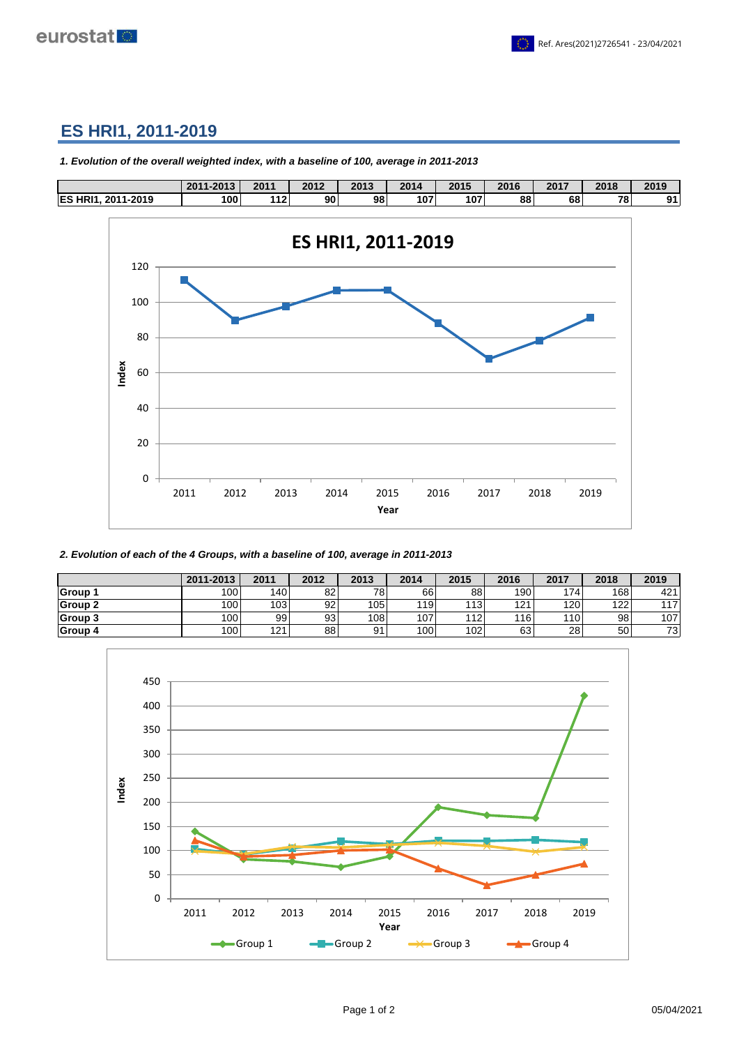# ES HRI1, 2011-2019

***1. Evolution of the overall weighted index, with a baseline of 100, average in 2011-2013***

| | 2011-2013 | 2011 | 2012 | 2013 | 2014 | 2015 | 2016 | 2017 | 2018 | 2019 |
|---|---|---|---|---|---|---|---|---|---|---|
| **ES HRI1, 2011-2019** | **100** | **112** | **90** | **98** | **107** | **107** | **88** | **68** | **78** | **91** |

***2. Evolution of each of the 4 Groups, with a baseline of 100, average in 2011-2013***

| | 2011-2013 | 2011 | 2012 | 2013 | 2014 | 2015 | 2016 | 2017 | 2018 | 2019 |
|---|---|---|---|---|---|---|---|---|---|---|
| **Group 1** | 100 | 140 | 82 | 78 | 66 | 88 | 190 | 174 | 168 | 421 |
| **Group 2** | 100 | 103 | 92 | 105 | 119 | 113 | 121 | 120 | 122 | 117 |
| **Group 3** | 100 | 99 | 93 | 108 | 107 | 112 | 116 | 110 | 98 | 107 |
| **Group 4** | 100 | 121 | 88 | 91 | 100 | 102 | 63 | 28 | 50 | 73 |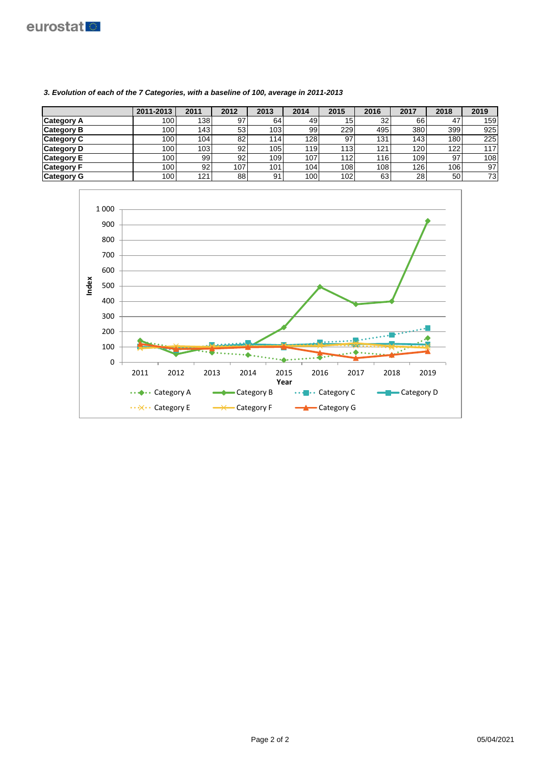eurostat

*3. Evolution of each of the 7 Categories, with a baseline of 100, average in 2011-2013*

| | 2011-2013 | 2011 | 2012 | 2013 | 2014 | 2015 | 2016 | 2017 | 2018 | 2019 |
|---|---|---|---|---|---|---|---|---|---|---|
| **Category A** | 100 | 138 | 97 | 64 | 49 | 15 | 32 | 66 | 47 | 159 |
| **Category B** | 100 | 143 | 53 | 103 | 99 | 229 | 495 | 380 | 399 | 925 |
| **Category C** | 100 | 104 | 82 | 114 | 128 | 97 | 131 | 143 | 180 | 225 |
| **Category D** | 100 | 103 | 92 | 105 | 119 | 113 | 121 | 120 | 122 | 117 |
| **Category E** | 100 | 99 | 92 | 109 | 107 | 112 | 116 | 109 | 97 | 108 |
| **Category F** | 100 | 92 | 107 | 101 | 104 | 108 | 108 | 126 | 106 | 97 |
| **Category G** | 100 | 121 | 88 | 91 | 100 | 102 | 63 | 28 | 50 | 73 |

Index
1 000
900
800
700
600
500
400
300
200
100
0
2011 2012 2013 2014 2015 2016 2017 2018 2019
Year
Category A
Category B
Category C
Category D
Category E
Category F
Category G

05/04/2021